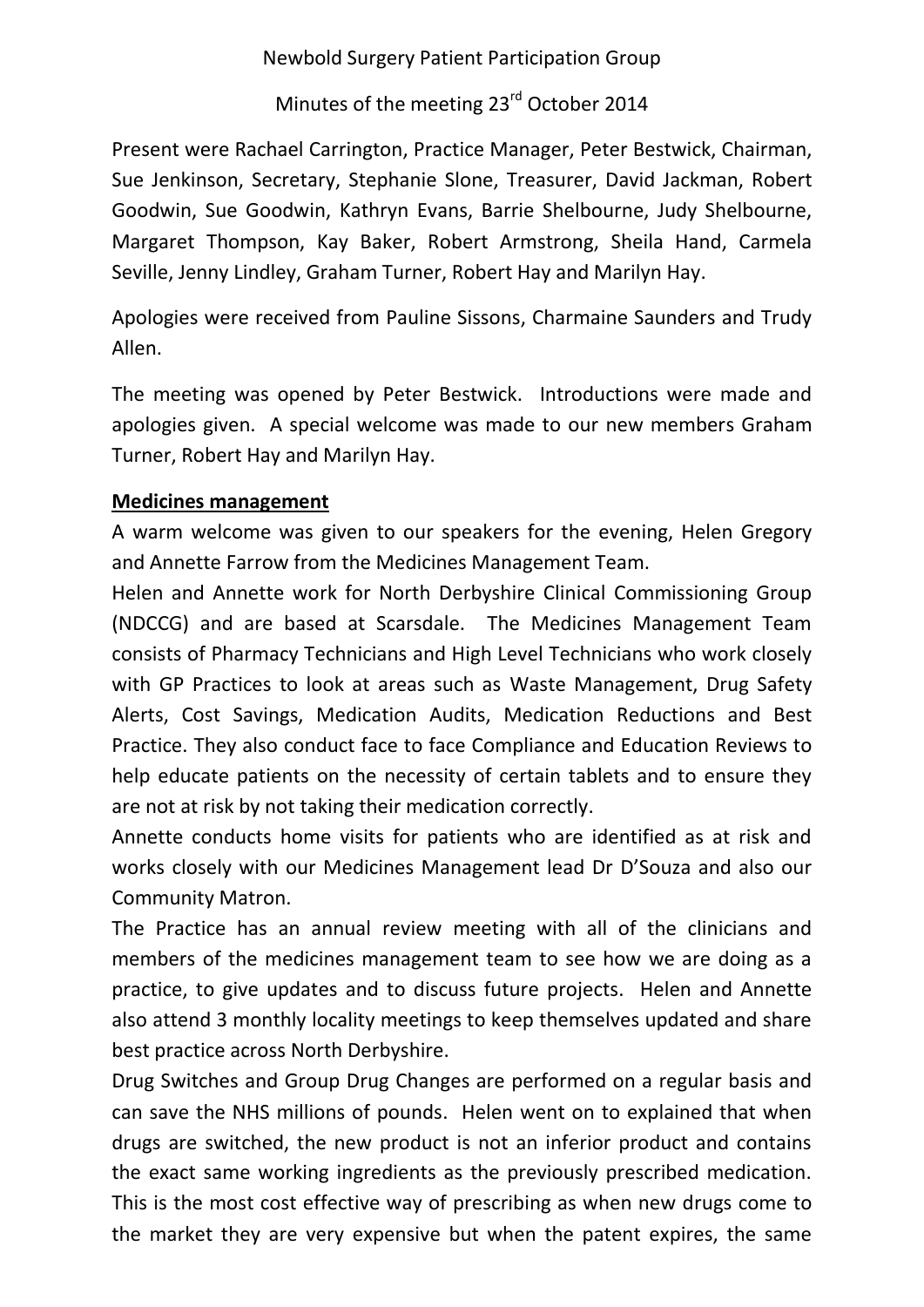Newbold Surgery Patient Participation Group

Minutes of the meeting 23rd October 2014

Present were Rachael Carrington, Practice Manager, Peter Bestwick, Chairman, Sue Jenkinson, Secretary, Stephanie Slone, Treasurer, David Jackman, Robert Goodwin, Sue Goodwin, Kathryn Evans, Barrie Shelbourne, Judy Shelbourne, Margaret Thompson, Kay Baker, Robert Armstrong, Sheila Hand, Carmela Seville, Jenny Lindley, Graham Turner, Robert Hay and Marilyn Hay.

Apologies were received from Pauline Sissons, Charmaine Saunders and Trudy Allen.

The meeting was opened by Peter Bestwick. Introductions were made and apologies given. A special welcome was made to our new members Graham Turner, Robert Hay and Marilyn Hay.

**Medicines management**

A warm welcome was given to our speakers for the evening, Helen Gregory and Annette Farrow from the Medicines Management Team.

Helen and Annette work for North Derbyshire Clinical Commissioning Group (NDCCG) and are based at Scarsdale. The Medicines Management Team consists of Pharmacy Technicians and High Level Technicians who work closely with GP Practices to look at areas such as Waste Management, Drug Safety Alerts, Cost Savings, Medication Audits, Medication Reductions and Best Practice. They also conduct face to face Compliance and Education Reviews to help educate patients on the necessity of certain tablets and to ensure they are not at risk by not taking their medication correctly.

Annette conducts home visits for patients who are identified as at risk and works closely with our Medicines Management lead Dr D'Souza and also our Community Matron.

The Practice has an annual review meeting with all of the clinicians and members of the medicines management team to see how we are doing as a practice, to give updates and to discuss future projects. Helen and Annette also attend 3 monthly locality meetings to keep themselves updated and share best practice across North Derbyshire.

Drug Switches and Group Drug Changes are performed on a regular basis and can save the NHS millions of pounds. Helen went on to explained that when drugs are switched, the new product is not an inferior product and contains the exact same working ingredients as the previously prescribed medication. This is the most cost effective way of prescribing as when new drugs come to the market they are very expensive but when the patent expires, the same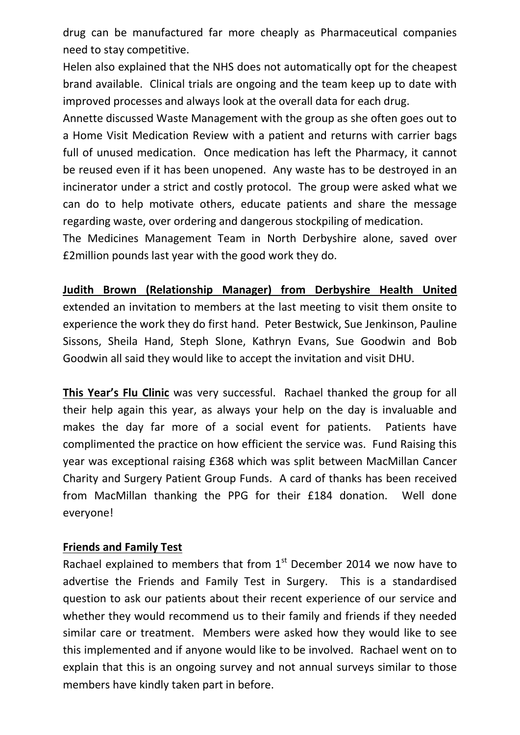drug can be manufactured far more cheaply as Pharmaceutical companies need to stay competitive.

Helen also explained that the NHS does not automatically opt for the cheapest brand available. Clinical trials are ongoing and the team keep up to date with improved processes and always look at the overall data for each drug.

Annette discussed Waste Management with the group as she often goes out to a Home Visit Medication Review with a patient and returns with carrier bags full of unused medication. Once medication has left the Pharmacy, it cannot be reused even if it has been unopened. Any waste has to be destroyed in an incinerator under a strict and costly protocol. The group were asked what we can do to help motivate others, educate patients and share the message regarding waste, over ordering and dangerous stockpiling of medication.

The Medicines Management Team in North Derbyshire alone, saved over £2million pounds last year with the good work they do.

**Judith Brown (Relationship Manager) from Derbyshire Health United** extended an invitation to members at the last meeting to visit them onsite to experience the work they do first hand. Peter Bestwick, Sue Jenkinson, Pauline Sissons, Sheila Hand, Steph Slone, Kathryn Evans, Sue Goodwin and Bob Goodwin all said they would like to accept the invitation and visit DHU.

**This Year's Flu Clinic** was very successful. Rachael thanked the group for all their help again this year, as always your help on the day is invaluable and makes the day far more of a social event for patients. Patients have complimented the practice on how efficient the service was. Fund Raising this year was exceptional raising £368 which was split between MacMillan Cancer Charity and Surgery Patient Group Funds. A card of thanks has been received from MacMillan thanking the PPG for their £184 donation. Well done everyone!

**Friends and Family Test**

Rachael explained to members that from 1st December 2014 we now have to advertise the Friends and Family Test in Surgery. This is a standardised question to ask our patients about their recent experience of our service and whether they would recommend us to their family and friends if they needed similar care or treatment. Members were asked how they would like to see this implemented and if anyone would like to be involved. Rachael went on to explain that this is an ongoing survey and not annual surveys similar to those members have kindly taken part in before.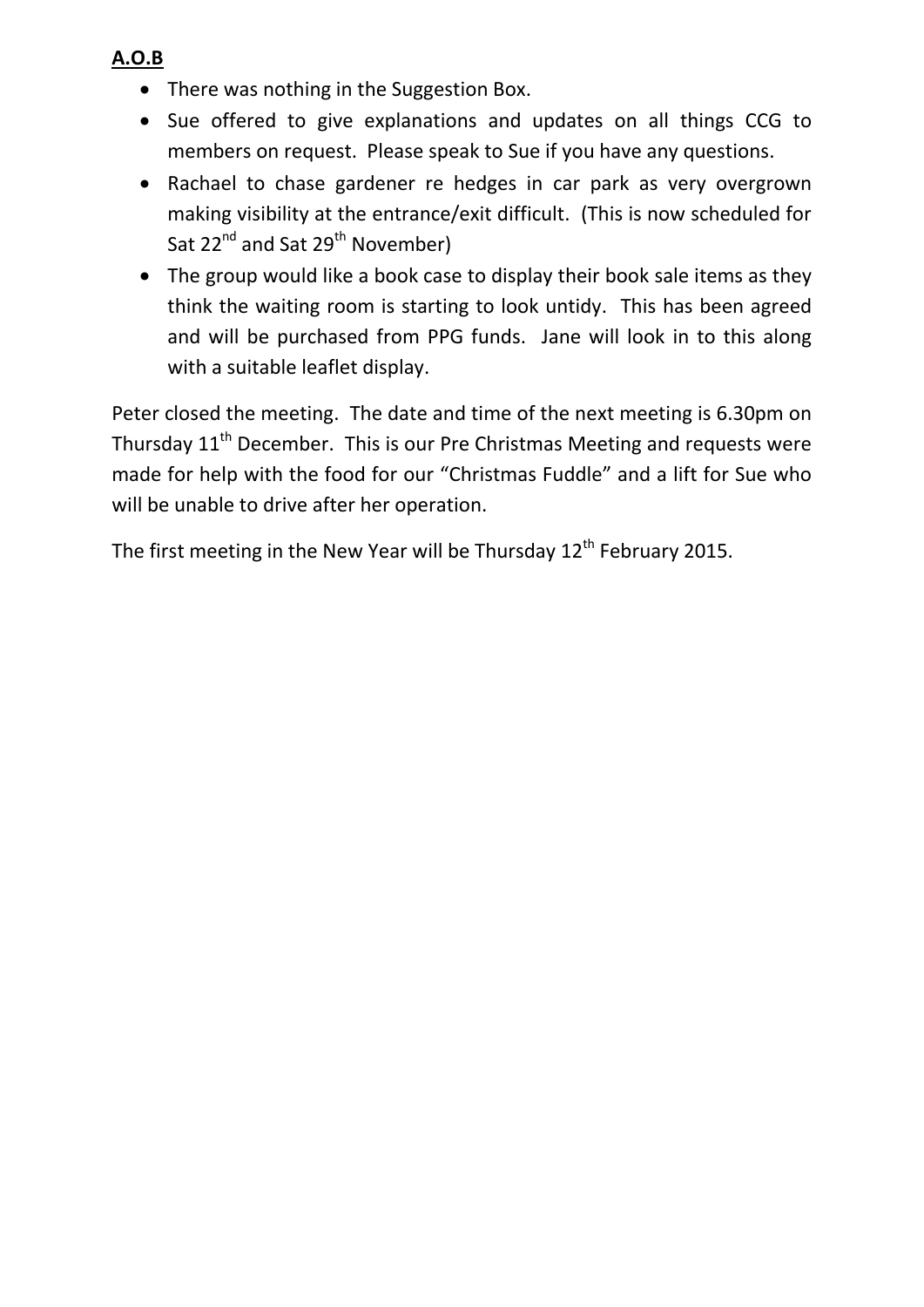**A.O.B**

- There was nothing in the Suggestion Box.
- Sue offered to give explanations and updates on all things CCG to members on request. Please speak to Sue if you have any questions.
- Rachael to chase gardener re hedges in car park as very overgrown making visibility at the entrance/exit difficult. (This is now scheduled for Sat 22nd and Sat 29th November)
- The group would like a book case to display their book sale items as they think the waiting room is starting to look untidy. This has been agreed and will be purchased from PPG funds. Jane will look in to this along with a suitable leaflet display.

Peter closed the meeting. The date and time of the next meeting is 6.30pm on Thursday 11th December. This is our Pre Christmas Meeting and requests were made for help with the food for our "Christmas Fuddle" and a lift for Sue who will be unable to drive after her operation.

The first meeting in the New Year will be Thursday 12th February 2015.